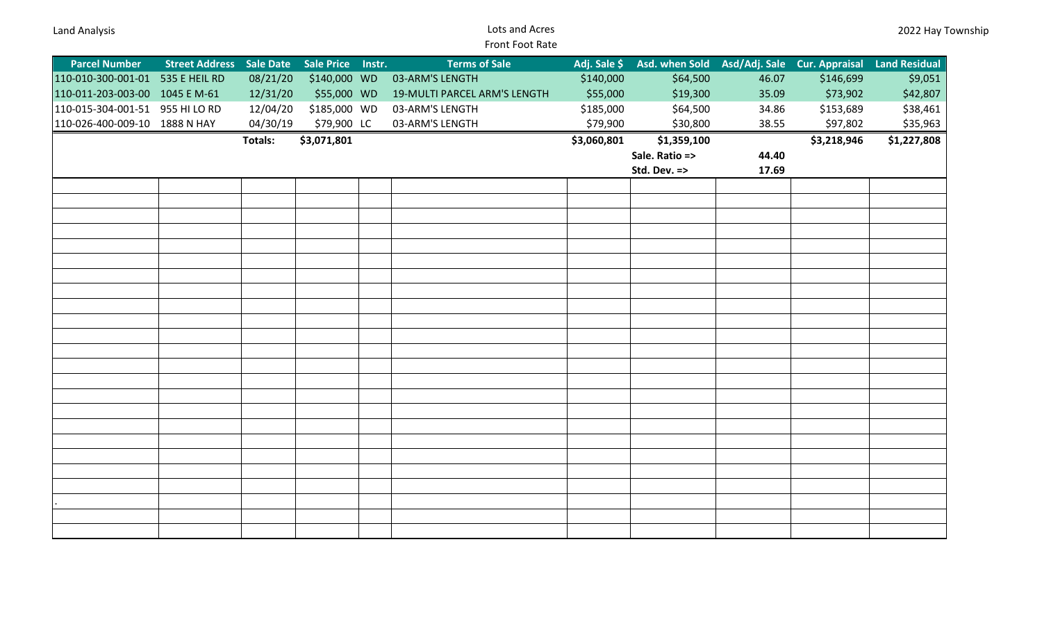Land Analysis

Lots and Acres
Front Foot Rate

2022 Hay Township

| Parcel Number | Street Address | Sale Date | Sale Price | Instr. | Terms of Sale | Adj. Sale $ | Asd. when Sold | Asd/Adj. Sale | Cur. Appraisal | Land Residual |
|---|---|---|---|---|---|---|---|---|---|---|
| 110-010-300-001-01 | 535 E HEIL RD | 08/21/20 | $140,000 | WD | 03-ARM'S LENGTH | $140,000 | $64,500 | 46.07 | $146,699 | $9,051 |
| 110-011-203-003-00 | 1045 E M-61 | 12/31/20 | $55,000 | WD | 19-MULTI PARCEL ARM'S LENGTH | $55,000 | $19,300 | 35.09 | $73,902 | $42,807 |
| 110-015-304-001-51 | 955 HI LO RD | 12/04/20 | $185,000 | WD | 03-ARM'S LENGTH | $185,000 | $64,500 | 34.86 | $153,689 | $38,461 |
| 110-026-400-009-10 | 1888 N HAY | 04/30/19 | $79,900 | LC | 03-ARM'S LENGTH | $79,900 | $30,800 | 38.55 | $97,802 | $35,963 |
| | | **Totals:** | **$3,071,801** | | | **$3,060,801** | **$1,359,100** | | **$3,218,946** | **$1,227,808** |
| | | | | | | | **Sale. Ratio =>** | **44.40** | | |
| | | | | | | | **Std. Dev. =>** | **17.69** | | |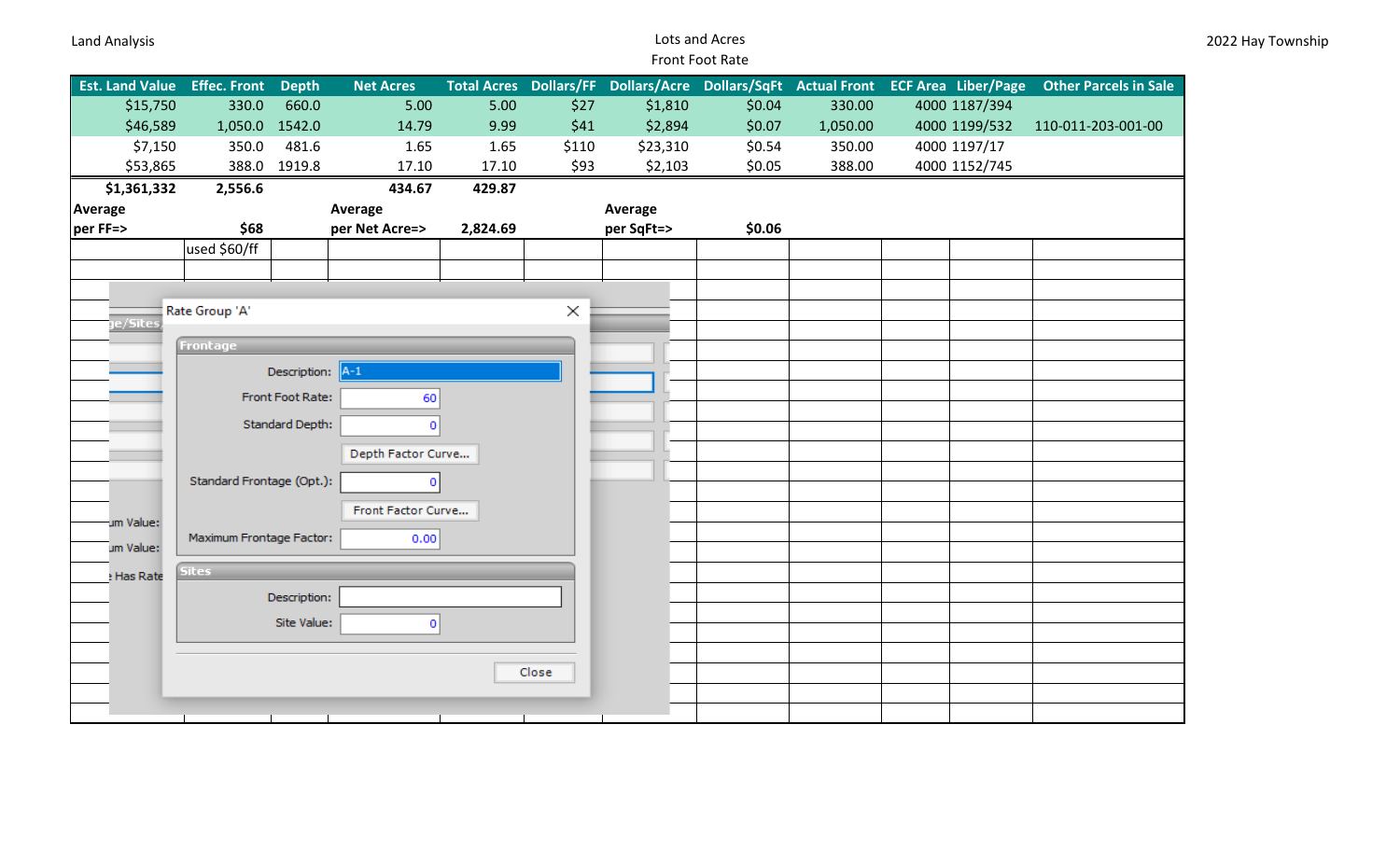Land Analysis

Lots and Acres
Front Foot Rate

2022 Hay Township

| Est. Land Value | Effec. Front | Depth | Net Acres | Total Acres | Dollars/FF | Dollars/Acre | Dollars/SqFt | Actual Front | ECF Area | Liber/Page | Other Parcels in Sale |
|---|---|---|---|---|---|---|---|---|---|---|---|
| $15,750 | 330.0 | 660.0 | 5.00 | 5.00 | $27 | $1,810 | $0.04 | 330.00 | 4000 | 1187/394 | |
| $46,589 | 1,050.0 | 1542.0 | 14.79 | 9.99 | $41 | $2,894 | $0.07 | 1,050.00 | 4000 | 1199/532 | 110-011-203-001-00 |
| $7,150 | 350.0 | 481.6 | 1.65 | 1.65 | $110 | $23,310 | $0.54 | 350.00 | 4000 | 1197/17 | |
| $53,865 | 388.0 | 1919.8 | 17.10 | 17.10 | $93 | $2,103 | $0.05 | 388.00 | 4000 | 1152/745 | |
| **$1,361,332** | **2,556.6** | | **434.67** | **429.87** | | | | | | | |
| **Average per FF=>** | **$68** | | **Average per Net Acre=>** | **2,824.69** | | **Average per SqFt=>** | **$0.06** | | | | |
| | used $60/ff | | | | | | | | | | |

Rate Group 'A'

**Frontage**

Description: A-1

Front Foot Rate: 60

Standard Depth: 0

Depth Factor Curve...

Standard Frontage (Opt.): 0

Front Factor Curve...

Maximum Frontage Factor: 0.00

**Sites**

Description:

Site Value: 0

Close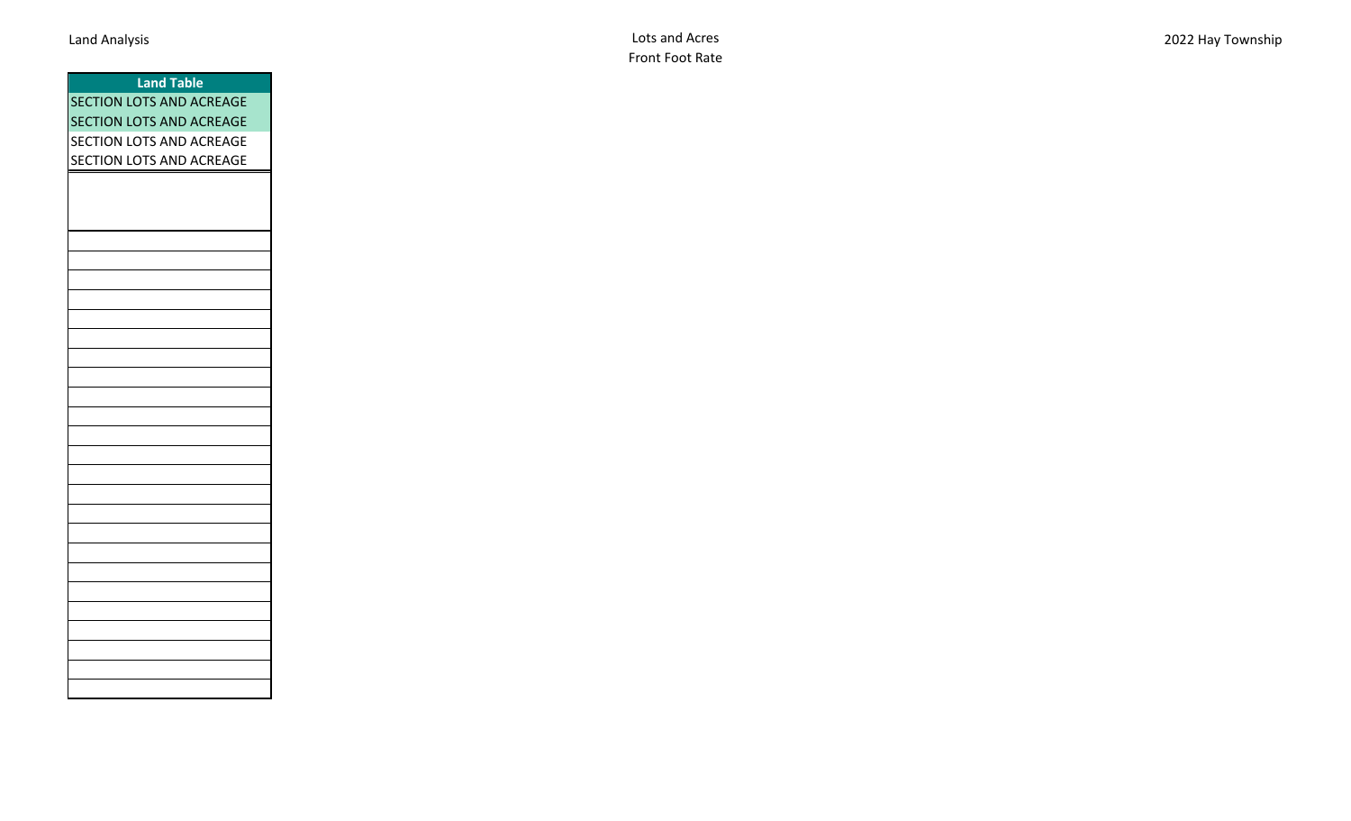Land Analysis

Lots and Acres
Front Foot Rate

2022 Hay Township

| Land Table |
|---|
| SECTION LOTS AND ACREAGE |
| SECTION LOTS AND ACREAGE |
| SECTION LOTS AND ACREAGE |
| SECTION LOTS AND ACREAGE |